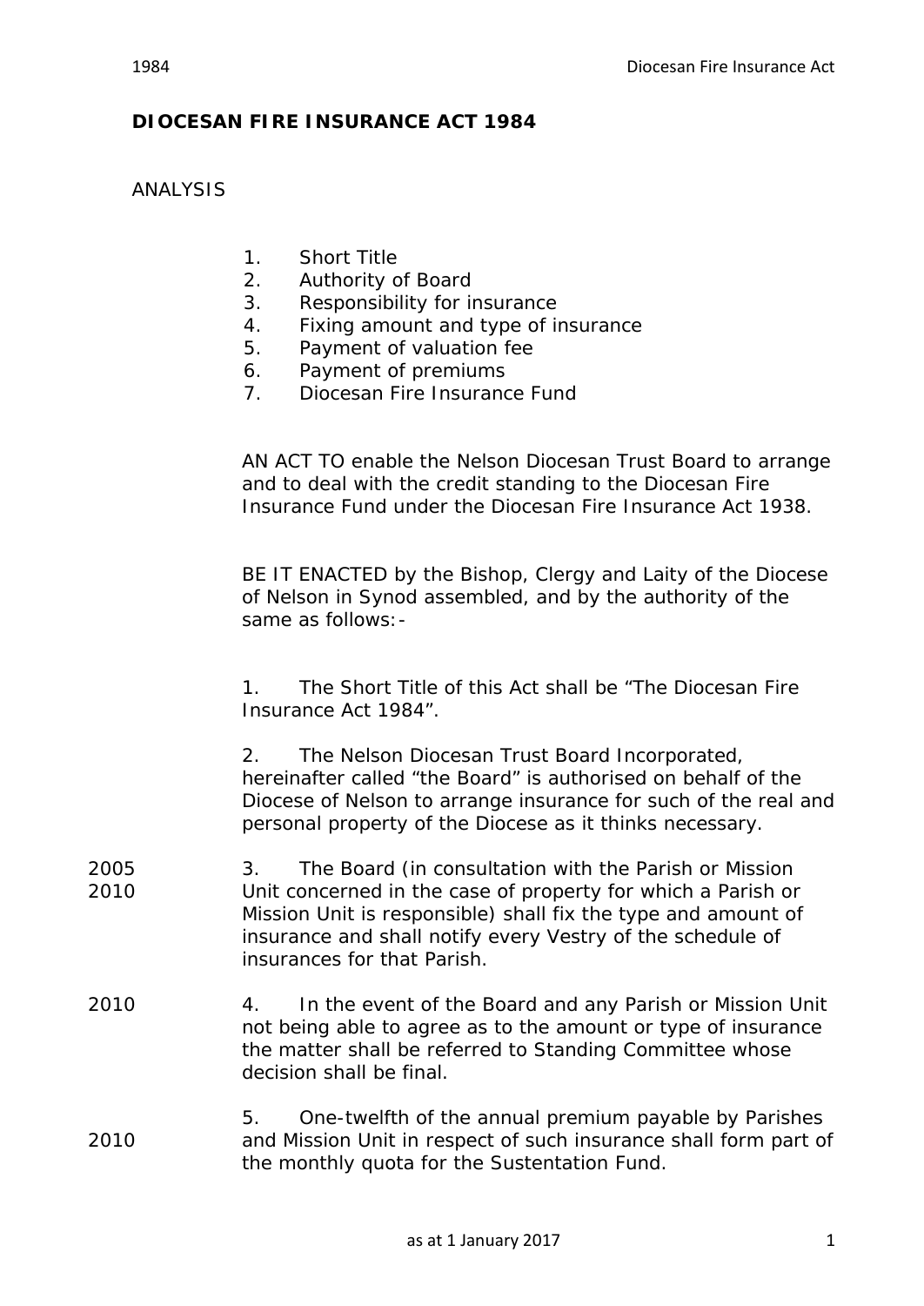# DIOCESAN FIRE INSURANCE ACT 1984

ANALYSIS

1. Short Title
2. Authority of Board
3. Responsibility for insurance
4. Fixing amount and type of insurance
5. Payment of valuation fee
6. Payment of premiums
7. Diocesan Fire Insurance Fund

AN ACT TO enable the Nelson Diocesan Trust Board to arrange and to deal with the credit standing to the Diocesan Fire Insurance Fund under the Diocesan Fire Insurance Act 1938.

BE IT ENACTED by the Bishop, Clergy and Laity of the Diocese of Nelson in Synod assembled, and by the authority of the same as follows:-

1. The Short Title of this Act shall be "The Diocesan Fire Insurance Act 1984".

2. The Nelson Diocesan Trust Board Incorporated, hereinafter called "the Board" is authorised on behalf of the Diocese of Nelson to arrange insurance for such of the real and personal property of the Diocese as it thinks necessary.

2005
2010

3. The Board (in consultation with the Parish or Mission Unit concerned in the case of property for which a Parish or Mission Unit is responsible) shall fix the type and amount of insurance and shall notify every Vestry of the schedule of insurances for that Parish.

2010

4. In the event of the Board and any Parish or Mission Unit not being able to agree as to the amount or type of insurance the matter shall be referred to Standing Committee whose decision shall be final.

2010

5. One-twelfth of the annual premium payable by Parishes and Mission Unit in respect of such insurance shall form part of the monthly quota for the Sustentation Fund.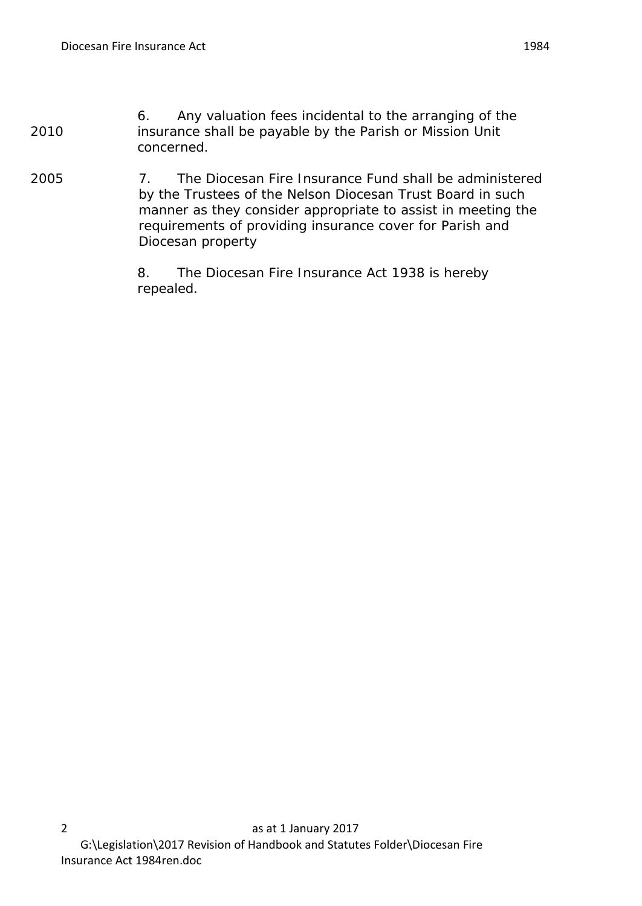2010 6. Any valuation fees incidental to the arranging of the insurance shall be payable by the Parish or Mission Unit concerned.

2005 7. The Diocesan Fire Insurance Fund shall be administered by the Trustees of the Nelson Diocesan Trust Board in such manner as they consider appropriate to assist in meeting the requirements of providing insurance cover for Parish and Diocesan property

8. The Diocesan Fire Insurance Act 1938 is hereby repealed.